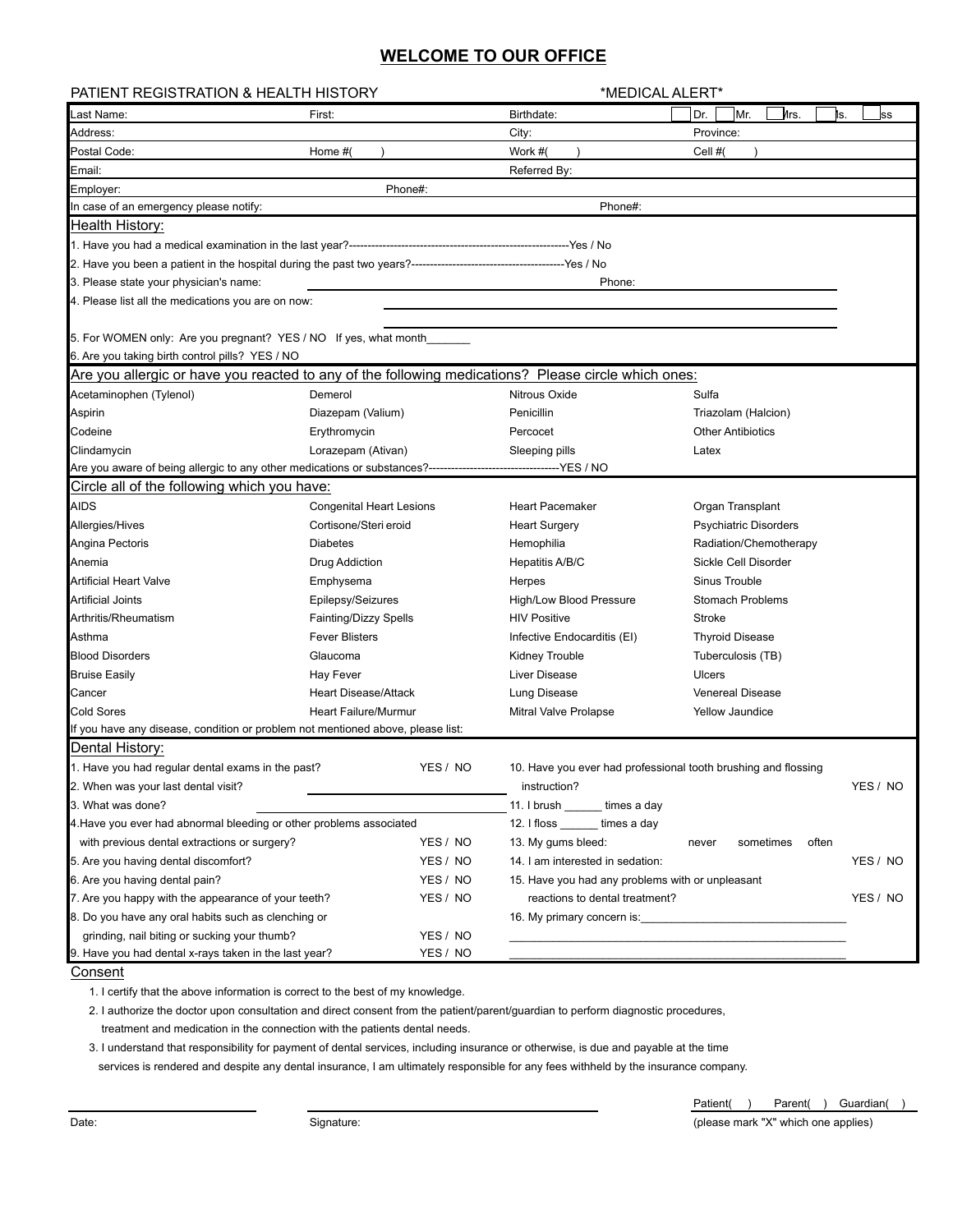# WELCOME TO OUR OFFICE

PATIENT REGISTRATION & HEALTH HISTORY *MEDICAL ALERT*

| | | | |
|---|---|---|---|
| Last Name: | First: | Birthdate: | Dr. Mr. Mrs. Ms. Miss |
| Address: | | City: | Province: |
| Postal Code: | Home #( ) | Work #( ) | Cell #( ) |
| Email: | | Referred By: | |
| Employer: | Phone#: | | |
| In case of an emergency please notify: | | Phone#: | |

## Health History:

1. Have you had a medical examination in the last year?------------------------------------------------------------Yes / No
2. Have you been a patient in the hospital during the past two years?------------------------------------------Yes / No
3. Please state your physician's name: ______________________________ Phone: ______________________________
4. Please list all the medications you are on now: ______________________________
5. For WOMEN only: Are you pregnant? YES / NO If yes, what month_______
6. Are you taking birth control pills? YES / NO

## Are you allergic or have you reacted to any of the following medications? Please circle which ones:

| | | | |
|---|---|---|---|
| Acetaminophen (Tylenol) | Demerol | Nitrous Oxide | Sulfa |
| Aspirin | Diazepam (Valium) | Penicillin | Triazolam (Halcion) |
| Codeine | Erythromycin | Percocet | Other Antibiotics |
| Clindamycin | Lorazepam (Ativan) | Sleeping pills | Latex |

Are you aware of being allergic to any other medications or substances?-----------------------------------YES / NO

## Circle all of the following which you have:

| | | | |
|---|---|---|---|
| AIDS | Congenital Heart Lesions | Heart Pacemaker | Organ Transplant |
| Allergies/Hives | Cortisone/Steri eroid | Heart Surgery | Psychiatric Disorders |
| Angina Pectoris | Diabetes | Hemophilia | Radiation/Chemotherapy |
| Anemia | Drug Addiction | Hepatitis A/B/C | Sickle Cell Disorder |
| Artificial Heart Valve | Emphysema | Herpes | Sinus Trouble |
| Artificial Joints | Epilepsy/Seizures | High/Low Blood Pressure | Stomach Problems |
| Arthritis/Rheumatism | Fainting/Dizzy Spells | HIV Positive | Stroke |
| Asthma | Fever Blisters | Infective Endocarditis (EI) | Thyroid Disease |
| Blood Disorders | Glaucoma | Kidney Trouble | Tuberculosis (TB) |
| Bruise Easily | Hay Fever | Liver Disease | Ulcers |
| Cancer | Heart Disease/Attack | Lung Disease | Venereal Disease |
| Cold Sores | Heart Failure/Murmur | Mitral Valve Prolapse | Yellow Jaundice |

If you have any disease, condition or problem not mentioned above, please list:

## Dental History:

1. Have you had regular dental exams in the past? YES / NO
2. When was your last dental visit? ______________________
3. What was done? ______________________
4. Have you ever had abnormal bleeding or other problems associated with previous dental extractions or surgery? YES / NO
5. Are you having dental discomfort? YES / NO
6. Are you having dental pain? YES / NO
7. Are you happy with the appearance of your teeth? YES / NO
8. Do you have any oral habits such as clenching or grinding, nail biting or sucking your thumb? YES / NO
9. Have you had dental x-rays taken in the last year? YES / NO
10. Have you ever had professional tooth brushing and flossing instruction? YES / NO
11. I brush ______ times a day
12. I floss ______ times a day
13. My gums bleed: never sometimes often
14. I am interested in sedation: YES / NO
15. Have you had any problems with or unpleasant reactions to dental treatment? YES / NO
16. My primary concern is:______________________________

## Consent

1. I certify that the above information is correct to the best of my knowledge.
2. I authorize the doctor upon consultation and direct consent from the patient/parent/guardian to perform diagnostic procedures, treatment and medication in the connection with the patients dental needs.
3. I understand that responsibility for payment of dental services, including insurance or otherwise, is due and payable at the time services is rendered and despite any dental insurance, I am ultimately responsible for any fees withheld by the insurance company.

Date: ______________________ Signature: ______________________ Patient( ) Parent( ) Guardian( )

(please mark "X" which one applies)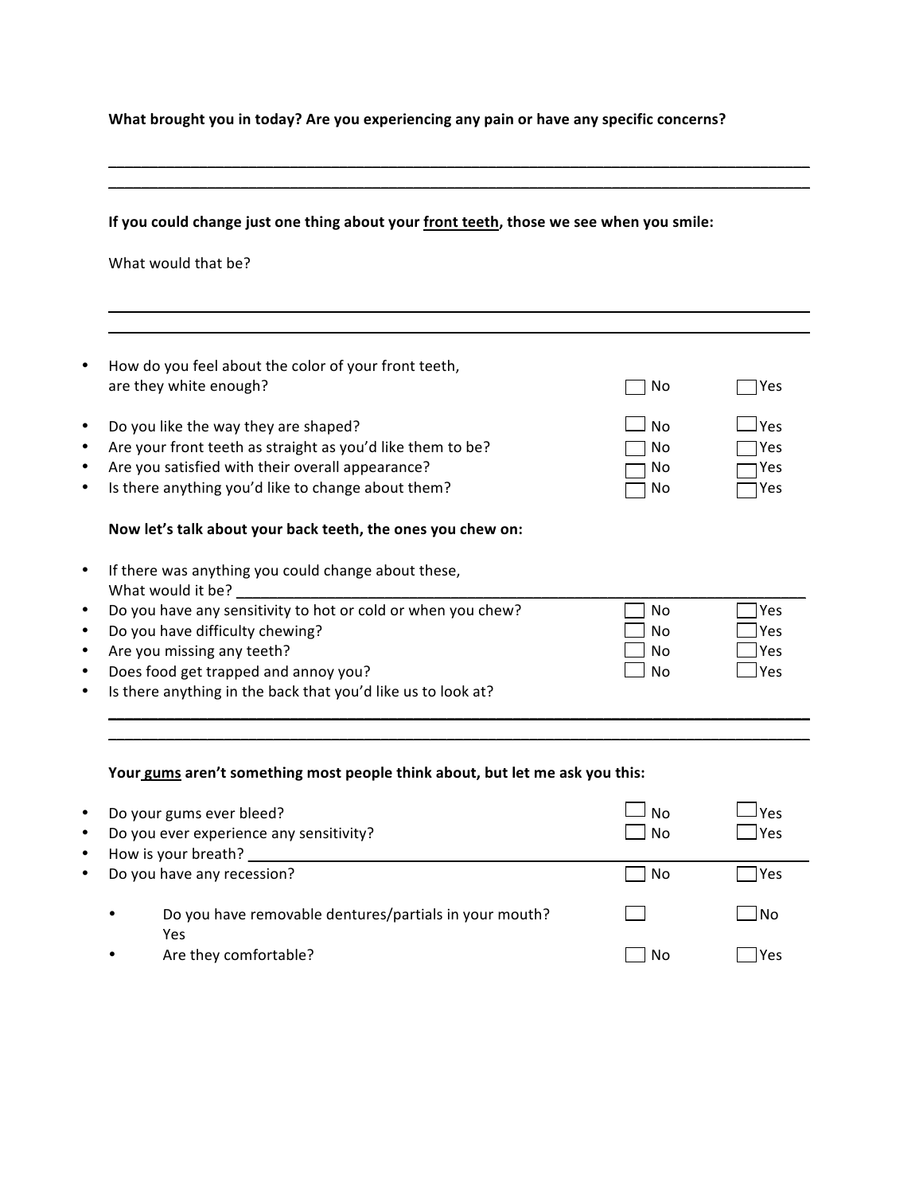**What brought you in today? Are you experiencing any pain or have any specific concerns?**

______________________________________________________________________________

______________________________________________________________________________

**If you could change just one thing about your <u>front teeth</u>, those we see when you smile:**

What would that be?

______________________________________________________________________________

______________________________________________________________________________

- How do you feel about the color of your front teeth, are they white enough? ☐ No ☐ Yes
- Do you like the way they are shaped? ☐ No ☐ Yes
- Are your front teeth as straight as you'd like them to be? ☐ No ☐ Yes
- Are you satisfied with their overall appearance? ☐ No ☐ Yes
- Is there anything you'd like to change about them? ☐ No ☐ Yes

**Now let's talk about your back teeth, the ones you chew on:**

- If there was anything you could change about these, What would it be? ______________________________________________
- Do you have any sensitivity to hot or cold or when you chew? ☐ No ☐ Yes
- Do you have difficulty chewing? ☐ No ☐ Yes
- Are you missing any teeth? ☐ No ☐ Yes
- Does food get trapped and annoy you? ☐ No ☐ Yes
- Is there anything in the back that you'd like us to look at?

______________________________________________________________________________

______________________________________________________________________________

**Your <u>gums</u> aren't something most people think about, but let me ask you this:**

- Do your gums ever bleed? ☐ No ☐ Yes
- Do you ever experience any sensitivity? ☐ No ☐ Yes
- How is your breath? ______________________________________________
- Do you have any recession? ☐ No ☐ Yes
    - Do you have removable dentures/partials in your mouth? Yes ☐ ☐ No
    - Are they comfortable? ☐ No ☐ Yes